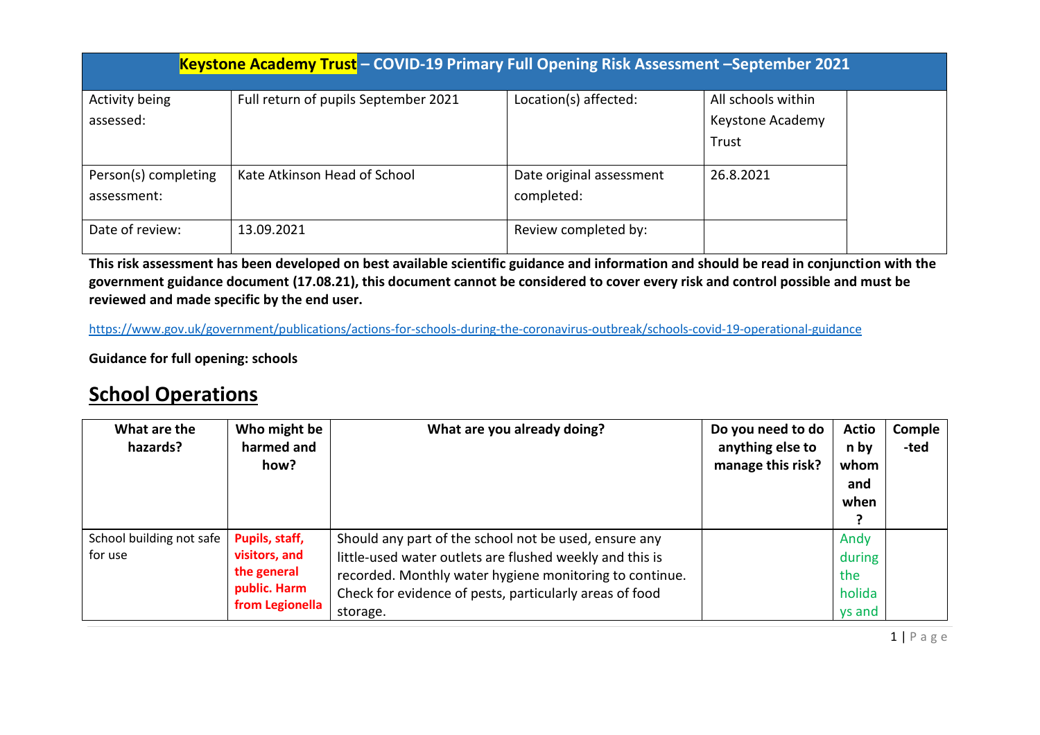| Keystone Academy Trust – COVID-19 Primary Full Opening Risk Assessment –September 2021 | | | | |
|---|---|---|---|---|
| Activity being assessed: | Full return of pupils September 2021 | Location(s) affected: | All schools within Keystone Academy Trust | |
| Person(s) completing assessment: | Kate Atkinson Head of School | Date original assessment completed: | 26.8.2021 | |
| Date of review: | 13.09.2021 | Review completed by: | | |

**This risk assessment has been developed on best available scientific guidance and information and should be read in conjunction with the government guidance document (17.08.21), this document cannot be considered to cover every risk and control possible and must be reviewed and made specific by the end user.**

https://www.gov.uk/government/publications/actions-for-schools-during-the-coronavirus-outbreak/schools-covid-19-operational-guidance

**Guidance for full opening: schools**

# School Operations

| What are the hazards? | Who might be harmed and how? | What are you already doing? | Do you need to do anything else to manage this risk? | Action by whom and when? | Completed |
|---|---|---|---|---|---|
| School building not safe for use | **Pupils, staff, visitors, and the general public. Harm from Legionella** | Should any part of the school not be used, ensure any little-used water outlets are flushed weekly and this is recorded. Monthly water hygiene monitoring to continue. Check for evidence of pests, particularly areas of food storage. | | Andy during the holidays and | |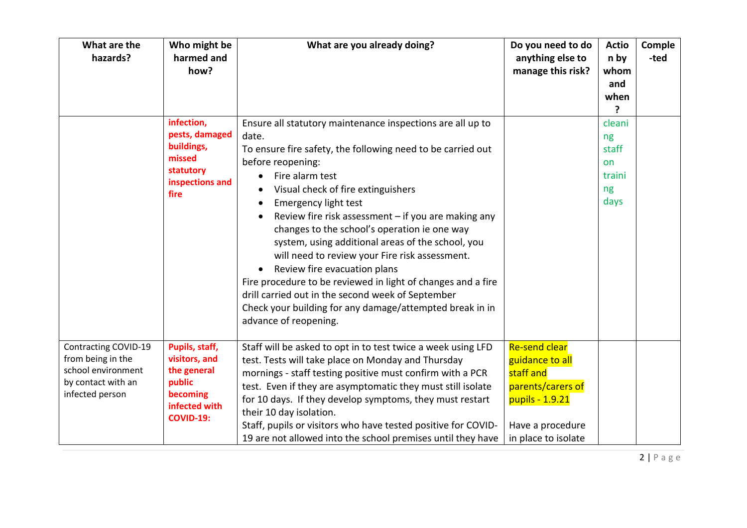| What are the hazards? | Who might be harmed and how? | What are you already doing? | Do you need to do anything else to manage this risk? | Action by whom and when? | Completed |
|---|---|---|---|---|---|
| | **infection, pests, damaged buildings, missed statutory inspections and fire** | Ensure all statutory maintenance inspections are all up to date.<br>To ensure fire safety, the following need to be carried out before reopening:<br>• Fire alarm test<br>• Visual check of fire extinguishers<br>• Emergency light test<br>• Review fire risk assessment – if you are making any changes to the school's operation ie one way system, using additional areas of the school, you will need to review your Fire risk assessment.<br>• Review fire evacuation plans<br>Fire procedure to be reviewed in light of changes and a fire drill carried out in the second week of September<br>Check your building for any damage/attempted break in in advance of reopening. | | cleaning staff on training days | |
| Contracting COVID-19 from being in the school environment by contact with an infected person | **Pupils, staff, visitors, and the general public becoming infected with COVID-19:** | Staff will be asked to opt in to test twice a week using LFD test. Tests will take place on Monday and Thursday mornings - staff testing positive must confirm with a PCR test. Even if they are asymptomatic they must still isolate for 10 days. If they develop symptoms, they must restart their 10 day isolation.<br>Staff, pupils or visitors who have tested positive for COVID-19 are not allowed into the school premises until they have | Re-send clear guidance to all staff and parents/carers of pupils - 1.9.21<br><br>Have a procedure in place to isolate | | |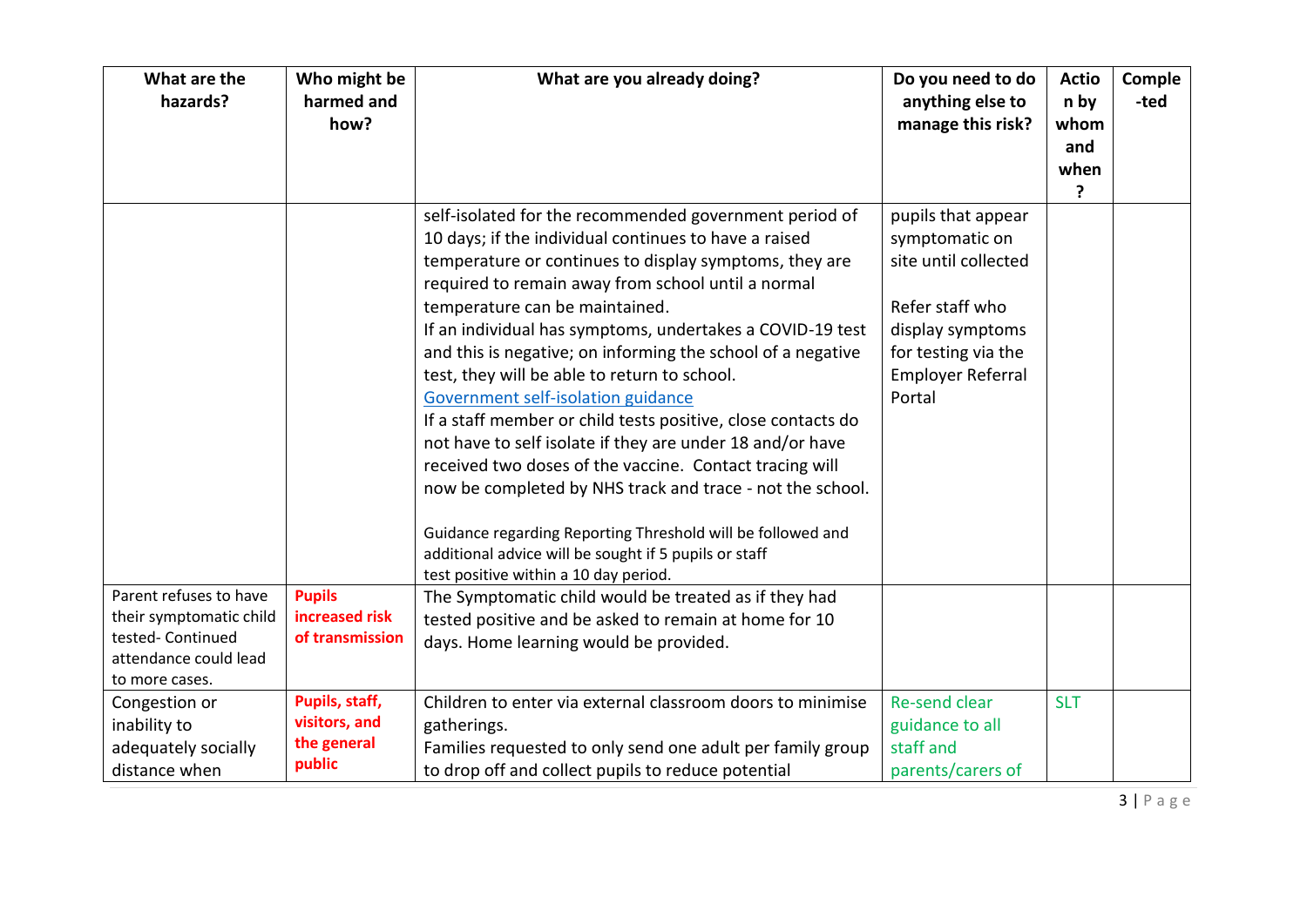| What are the hazards? | Who might be harmed and how? | What are you already doing? | Do you need to do anything else to manage this risk? | Action by whom and when? | Comple-ted |
|---|---|---|---|---|---|
| | | self-isolated for the recommended government period of 10 days; if the individual continues to have a raised temperature or continues to display symptoms, they are required to remain away from school until a normal temperature can be maintained.<br>If an individual has symptoms, undertakes a COVID-19 test and this is negative; on informing the school of a negative test, they will be able to return to school.<br>Government self-isolation guidance<br>If a staff member or child tests positive, close contacts do not have to self isolate if they are under 18 and/or have received two doses of the vaccine. Contact tracing will now be completed by NHS track and trace - not the school.<br><br>Guidance regarding Reporting Threshold will be followed and additional advice will be sought if 5 pupils or staff test positive within a 10 day period. | pupils that appear symptomatic on site until collected<br><br>Refer staff who display symptoms for testing via the Employer Referral Portal | | |
| Parent refuses to have their symptomatic child tested- Continued attendance could lead to more cases. | **Pupils increased risk of transmission** | The Symptomatic child would be treated as if they had tested positive and be asked to remain at home for 10 days. Home learning would be provided. | | | |
| Congestion or inability to adequately socially distance when | **Pupils, staff, visitors, and the general public** | Children to enter via external classroom doors to minimise gatherings.<br>Families requested to only send one adult per family group to drop off and collect pupils to reduce potential | Re-send clear guidance to all staff and parents/carers of | SLT | |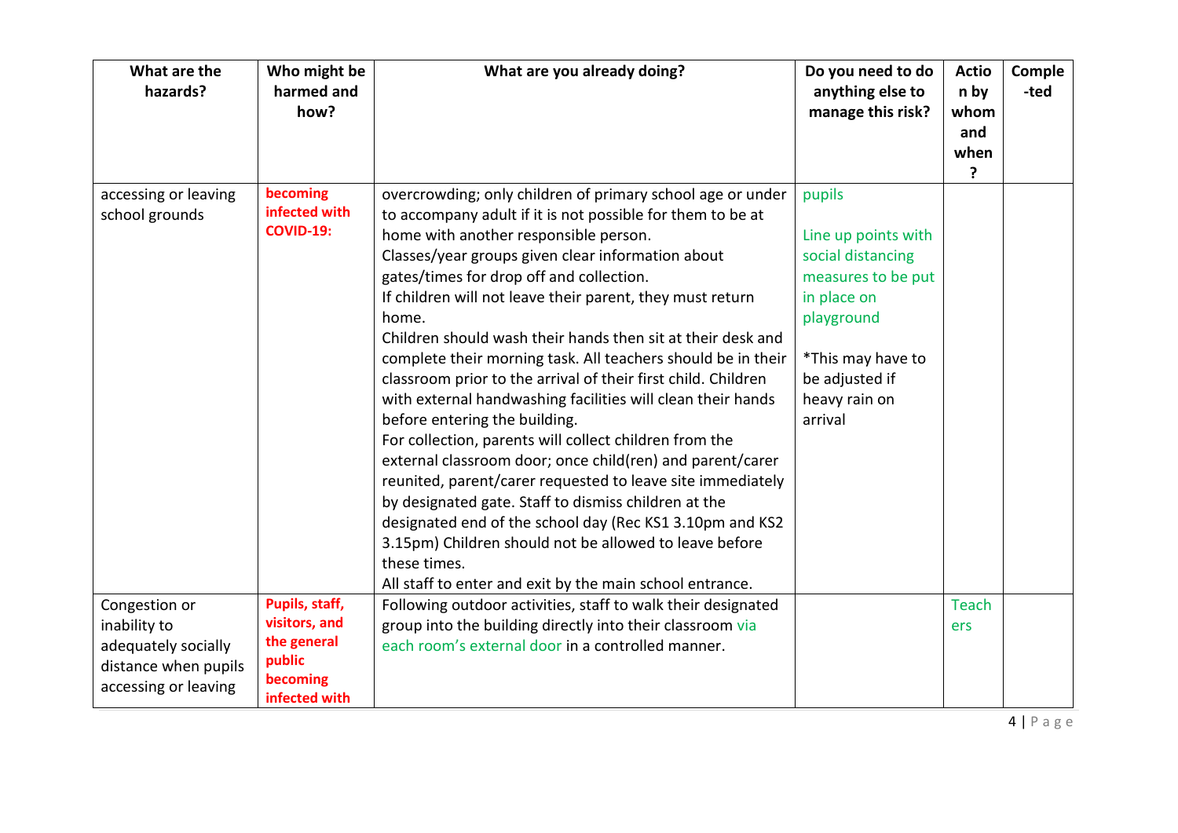| What are the hazards? | Who might be harmed and how? | What are you already doing? | Do you need to do anything else to manage this risk? | Action by whom and when? | Comple-ted |
|---|---|---|---|---|---|
| accessing or leaving school grounds | **becoming infected with COVID-19:** | overcrowding; only children of primary school age or under to accompany adult if it is not possible for them to be at home with another responsible person.<br>Classes/year groups given clear information about gates/times for drop off and collection.<br>If children will not leave their parent, they must return home.<br>Children should wash their hands then sit at their desk and complete their morning task. All teachers should be in their classroom prior to the arrival of their first child. Children with external handwashing facilities will clean their hands before entering the building.<br>For collection, parents will collect children from the external classroom door; once child(ren) and parent/carer reunited, parent/carer requested to leave site immediately by designated gate. Staff to dismiss children at the designated end of the school day (Rec KS1 3.10pm and KS2 3.15pm) Children should not be allowed to leave before these times.<br>All staff to enter and exit by the main school entrance. | pupils<br><br>Line up points with social distancing measures to be put in place on playground<br><br>*This may have to be adjusted if heavy rain on arrival | | |
| Congestion or inability to adequately socially distance when pupils accessing or leaving | **Pupils, staff, visitors, and the general public becoming infected with** | Following outdoor activities, staff to walk their designated group into the building directly into their classroom via each room's external door in a controlled manner. | | Teachers | |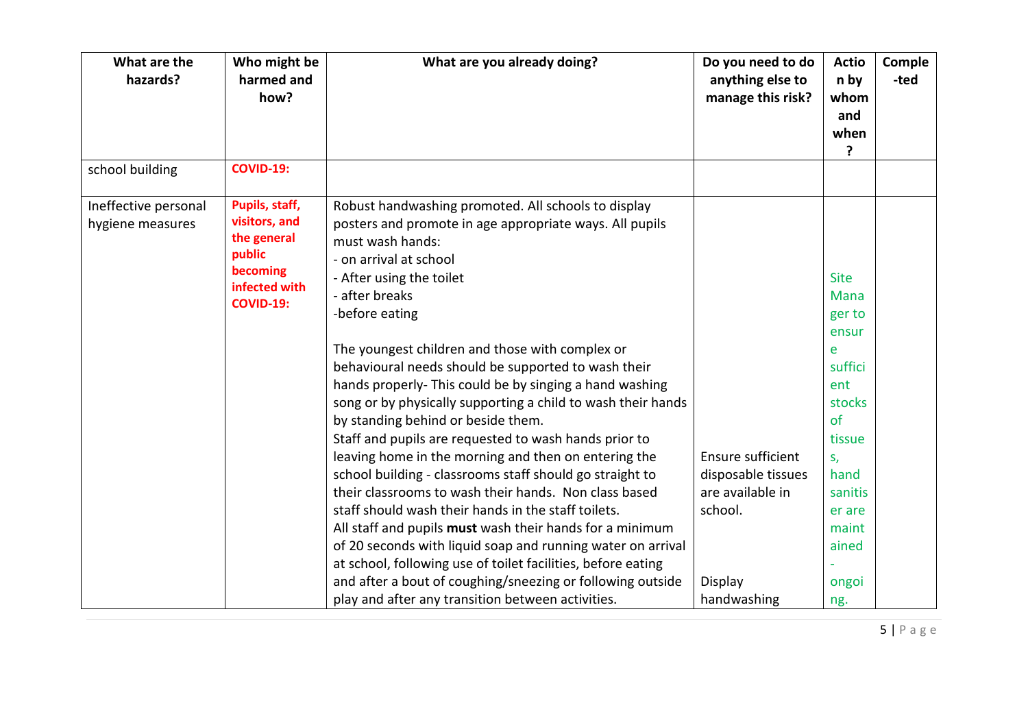| What are the hazards? | Who might be harmed and how? | What are you already doing? | Do you need to do anything else to manage this risk? | Action by whom and when? | Completed |
|---|---|---|---|---|---|
| school building | **COVID-19:** | | | | |
| Ineffective personal hygiene measures | **Pupils, staff, visitors, and the general public becoming infected with COVID-19:** | Robust handwashing promoted. All schools to display posters and promote in age appropriate ways. All pupils must wash hands:<br>- on arrival at school<br>- After using the toilet<br>- after breaks<br>-before eating<br><br>The youngest children and those with complex or behavioural needs should be supported to wash their hands properly- This could be by singing a hand washing song or by physically supporting a child to wash their hands by standing behind or beside them.<br>Staff and pupils are requested to wash hands prior to leaving home in the morning and then on entering the school building - classrooms staff should go straight to their classrooms to wash their hands. Non class based staff should wash their hands in the staff toilets.<br>All staff and pupils **must** wash their hands for a minimum of 20 seconds with liquid soap and running water on arrival at school, following use of toilet facilities, before eating and after a bout of coughing/sneezing or following outside play and after any transition between activities. | Ensure sufficient disposable tissues are available in school.<br><br>Display handwashing | Site Manager to ensure sufficient stocks of tissues, hand sanitiser are maintained - ongoing. | |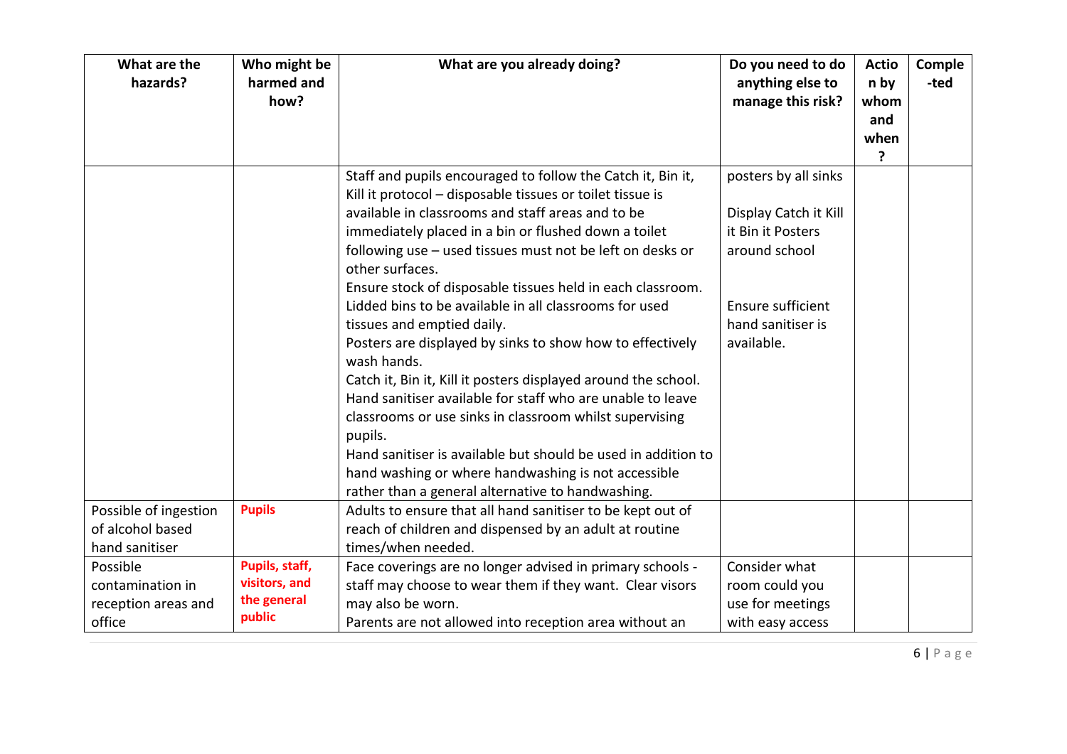| What are the hazards? | Who might be harmed and how? | What are you already doing? | Do you need to do anything else to manage this risk? | Action by whom and when? | Completed |
|---|---|---|---|---|---|
| | | Staff and pupils encouraged to follow the Catch it, Bin it, Kill it protocol – disposable tissues or toilet tissue is available in classrooms and staff areas and to be immediately placed in a bin or flushed down a toilet following use – used tissues must not be left on desks or other surfaces.<br>Ensure stock of disposable tissues held in each classroom.<br>Lidded bins to be available in all classrooms for used tissues and emptied daily.<br>Posters are displayed by sinks to show how to effectively wash hands.<br>Catch it, Bin it, Kill it posters displayed around the school.<br>Hand sanitiser available for staff who are unable to leave classrooms or use sinks in classroom whilst supervising pupils.<br>Hand sanitiser is available but should be used in addition to hand washing or where handwashing is not accessible rather than a general alternative to handwashing. | posters by all sinks<br><br>Display Catch it Kill it Bin it Posters around school<br><br>Ensure sufficient hand sanitiser is available. | | |
| Possible of ingestion of alcohol based hand sanitiser | **Pupils** | Adults to ensure that all hand sanitiser to be kept out of reach of children and dispensed by an adult at routine times/when needed. | | | |
| Possible contamination in reception areas and office | **Pupils, staff, visitors, and the general public** | Face coverings are no longer advised in primary schools - staff may choose to wear them if they want. Clear visors may also be worn.<br>Parents are not allowed into reception area without an | Consider what room could you use for meetings with easy access | | |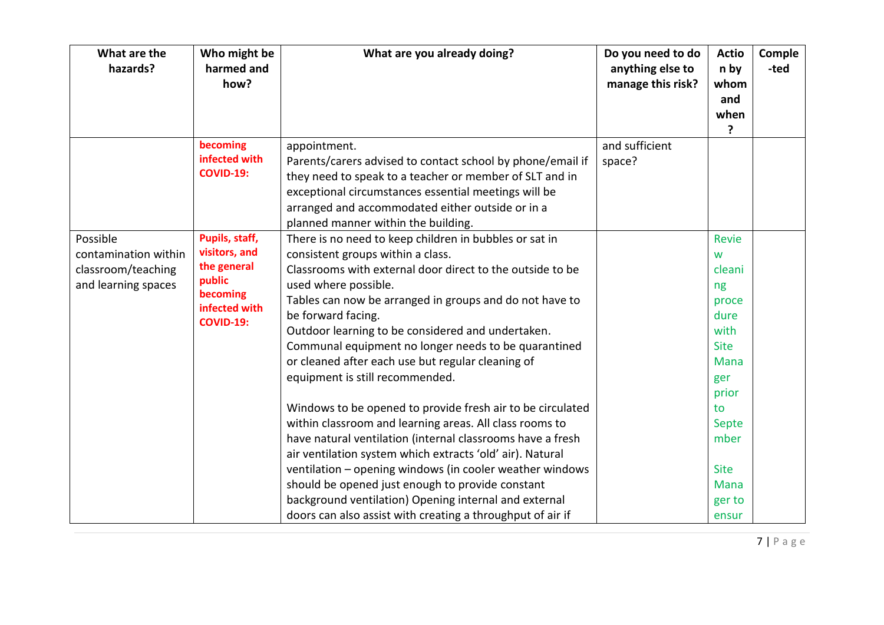| What are the hazards? | Who might be harmed and how? | What are you already doing? | Do you need to do anything else to manage this risk? | Action by whom and when? | Completed |
|---|---|---|---|---|---|
| | **becoming infected with COVID-19:** | appointment.<br>Parents/carers advised to contact school by phone/email if they need to speak to a teacher or member of SLT and in exceptional circumstances essential meetings will be arranged and accommodated either outside or in a planned manner within the building. | and sufficient space? | | |
| Possible contamination within classroom/teaching and learning spaces | **Pupils, staff, visitors, and the general public becoming infected with COVID-19:** | There is no need to keep children in bubbles or sat in consistent groups within a class.<br>Classrooms with external door direct to the outside to be used where possible.<br>Tables can now be arranged in groups and do not have to be forward facing.<br>Outdoor learning to be considered and undertaken.<br>Communal equipment no longer needs to be quarantined or cleaned after each use but regular cleaning of equipment is still recommended.<br><br>Windows to be opened to provide fresh air to be circulated within classroom and learning areas. All class rooms to have natural ventilation (internal classrooms have a fresh air ventilation system which extracts 'old' air). Natural ventilation – opening windows (in cooler weather windows should be opened just enough to provide constant background ventilation) Opening internal and external doors can also assist with creating a throughput of air if | | Review cleaning procedure with Site Manager prior to September<br><br>Site Manager to ensur | |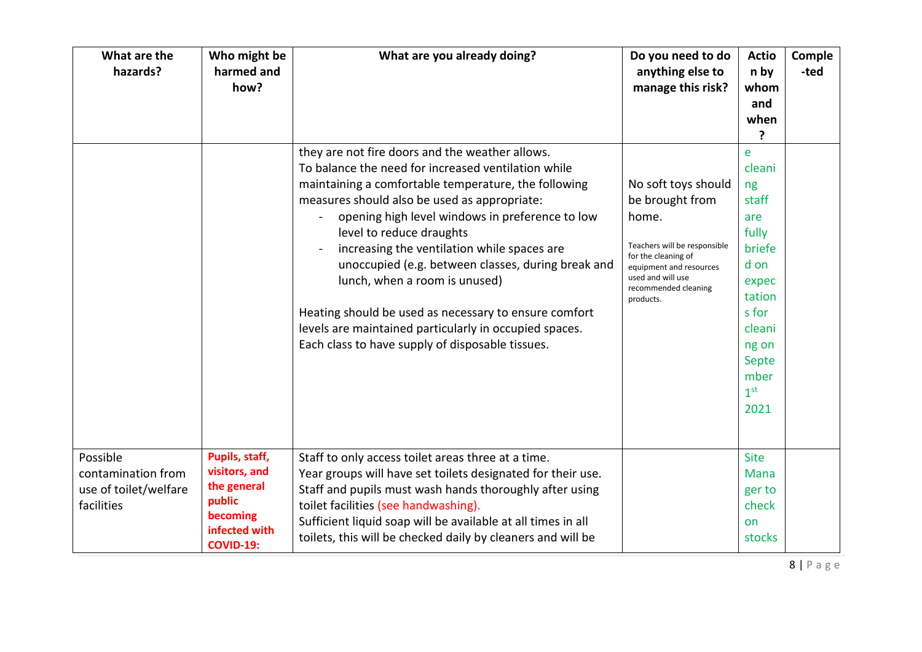| What are the hazards? | Who might be harmed and how? | What are you already doing? | Do you need to do anything else to manage this risk? | Action by whom and when? | Completed |
|---|---|---|---|---|---|
| | | they are not fire doors and the weather allows.<br>To balance the need for increased ventilation while maintaining a comfortable temperature, the following measures should also be used as appropriate:<br>- opening high level windows in preference to low level to reduce draughts<br>- increasing the ventilation while spaces are unoccupied (e.g. between classes, during break and lunch, when a room is unused)<br><br>Heating should be used as necessary to ensure comfort levels are maintained particularly in occupied spaces.<br>Each class to have supply of disposable tissues. | No soft toys should be brought from home.<br><br>Teachers will be responsible for the cleaning of equipment and resources used and will use recommended cleaning products. | e cleaning staff are fully briefed on expectations for cleaning on September 1st 2021 | |
| Possible contamination from use of toilet/welfare facilities | **Pupils, staff, visitors, and the general public becoming infected with COVID-19:** | Staff to only access toilet areas three at a time.<br>Year groups will have set toilets designated for their use.<br>Staff and pupils must wash hands thoroughly after using toilet facilities (see handwashing).<br>Sufficient liquid soap will be available at all times in all toilets, this will be checked daily by cleaners and will be | | Site Manager to check on stocks | |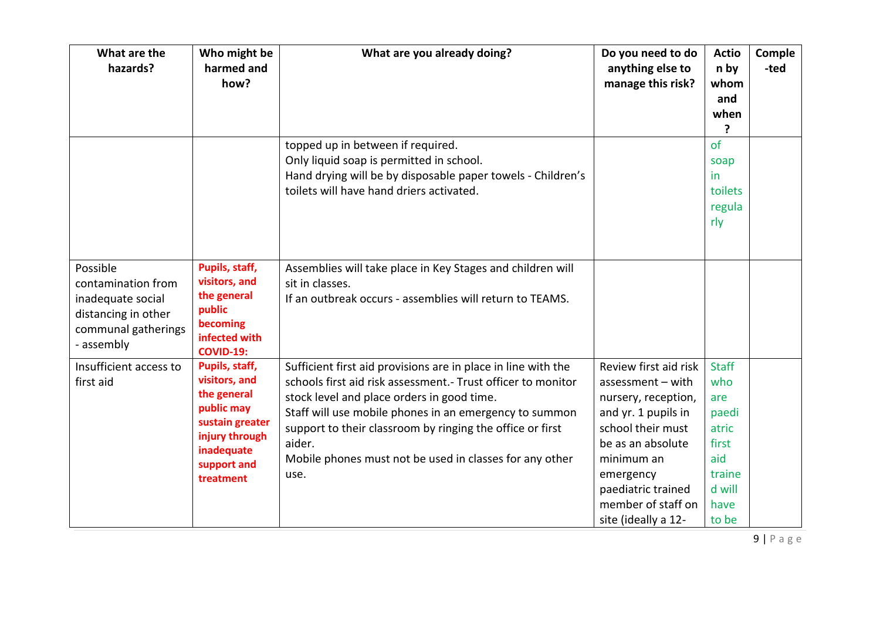| What are the hazards? | Who might be harmed and how? | What are you already doing? | Do you need to do anything else to manage this risk? | Action by whom and when? | Completed |
|---|---|---|---|---|---|
| | | topped up in between if required.<br>Only liquid soap is permitted in school.<br>Hand drying will be by disposable paper towels - Children's toilets will have hand driers activated. | | of soap in toilets regularly | |
| Possible contamination from inadequate social distancing in other communal gatherings - assembly | **Pupils, staff, visitors, and the general public becoming infected with COVID-19:** | Assemblies will take place in Key Stages and children will sit in classes.<br>If an outbreak occurs - assemblies will return to TEAMS. | | | |
| Insufficient access to first aid | **Pupils, staff, visitors, and the general public may sustain greater injury through inadequate support and treatment** | Sufficient first aid provisions are in place in line with the schools first aid risk assessment.- Trust officer to monitor stock level and place orders in good time.<br>Staff will use mobile phones in an emergency to summon support to their classroom by ringing the office or first aider.<br>Mobile phones must not be used in classes for any other use. | Review first aid risk assessment – with nursery, reception, and yr. 1 pupils in school their must be as an absolute minimum an emergency paediatric trained member of staff on site (ideally a 12- | Staff who are paediatric first aid trained will have to be | |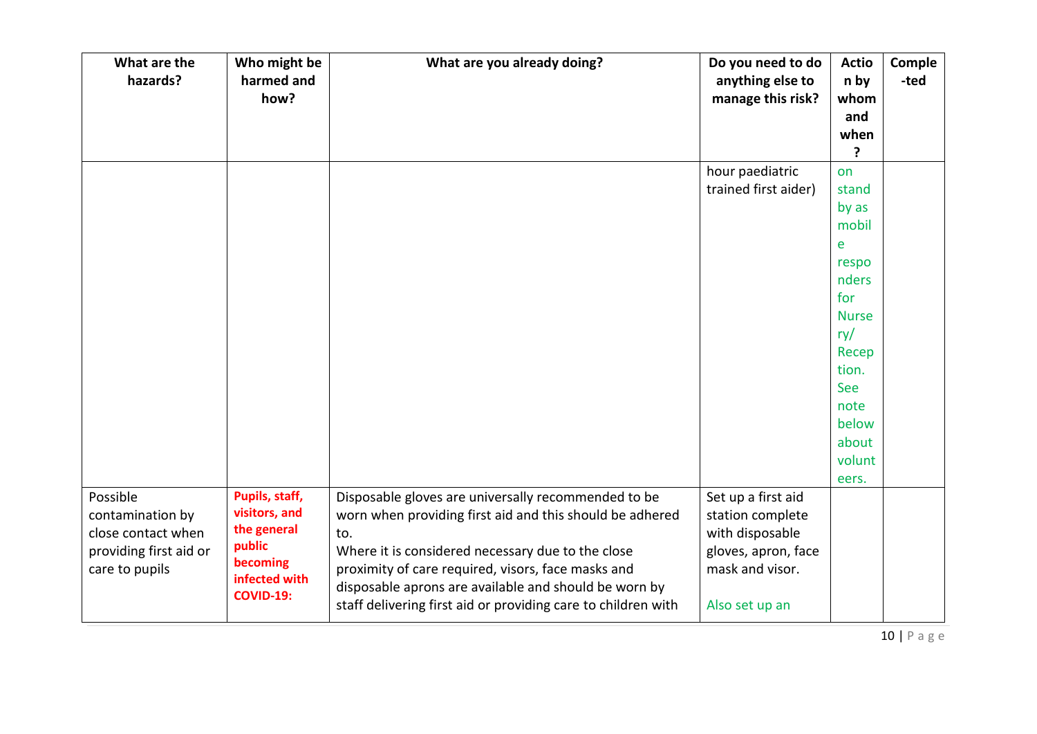| What are the hazards? | Who might be harmed and how? | What are you already doing? | Do you need to do anything else to manage this risk? | Action by whom and when? | Completed |
|---|---|---|---|---|---|
| | | | hour paediatric trained first aider) | on stand by as mobile responders for Nursery/ Reception. See note below about volunteers. | |
| Possible contamination by close contact when providing first aid or care to pupils | **Pupils, staff, visitors, and the general public becoming infected with COVID-19:** | Disposable gloves are universally recommended to be worn when providing first aid and this should be adhered to.<br>Where it is considered necessary due to the close proximity of care required, visors, face masks and disposable aprons are available and should be worn by staff delivering first aid or providing care to children with | Set up a first aid station complete with disposable gloves, apron, face mask and visor.<br><br>Also set up an | | |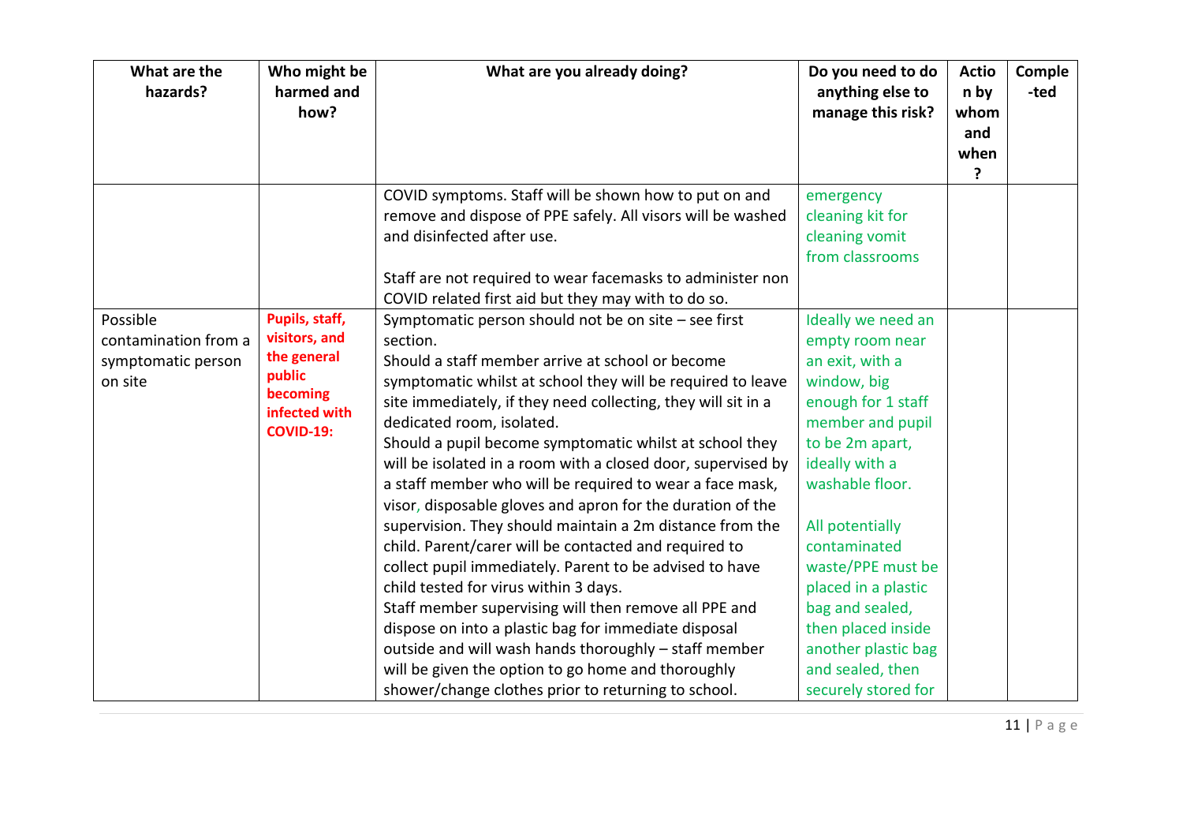| What are the hazards? | Who might be harmed and how? | What are you already doing? | Do you need to do anything else to manage this risk? | Action by whom and when? | Completed |
|---|---|---|---|---|---|
| | | COVID symptoms. Staff will be shown how to put on and remove and dispose of PPE safely. All visors will be washed and disinfected after use.<br><br>Staff are not required to wear facemasks to administer non COVID related first aid but they may with to do so. | emergency cleaning kit for cleaning vomit from classrooms | | |
| Possible contamination from a symptomatic person on site | **Pupils, staff, visitors, and the general public becoming infected with COVID-19:** | Symptomatic person should not be on site – see first section.<br>Should a staff member arrive at school or become symptomatic whilst at school they will be required to leave site immediately, if they need collecting, they will sit in a dedicated room, isolated.<br>Should a pupil become symptomatic whilst at school they will be isolated in a room with a closed door, supervised by a staff member who will be required to wear a face mask, visor, disposable gloves and apron for the duration of the supervision. They should maintain a 2m distance from the child. Parent/carer will be contacted and required to collect pupil immediately. Parent to be advised to have child tested for virus within 3 days.<br>Staff member supervising will then remove all PPE and dispose on into a plastic bag for immediate disposal outside and will wash hands thoroughly – staff member will be given the option to go home and thoroughly shower/change clothes prior to returning to school. | Ideally we need an empty room near an exit, with a window, big enough for 1 staff member and pupil to be 2m apart, ideally with a washable floor.<br><br>All potentially contaminated waste/PPE must be placed in a plastic bag and sealed, then placed inside another plastic bag and sealed, then securely stored for | | |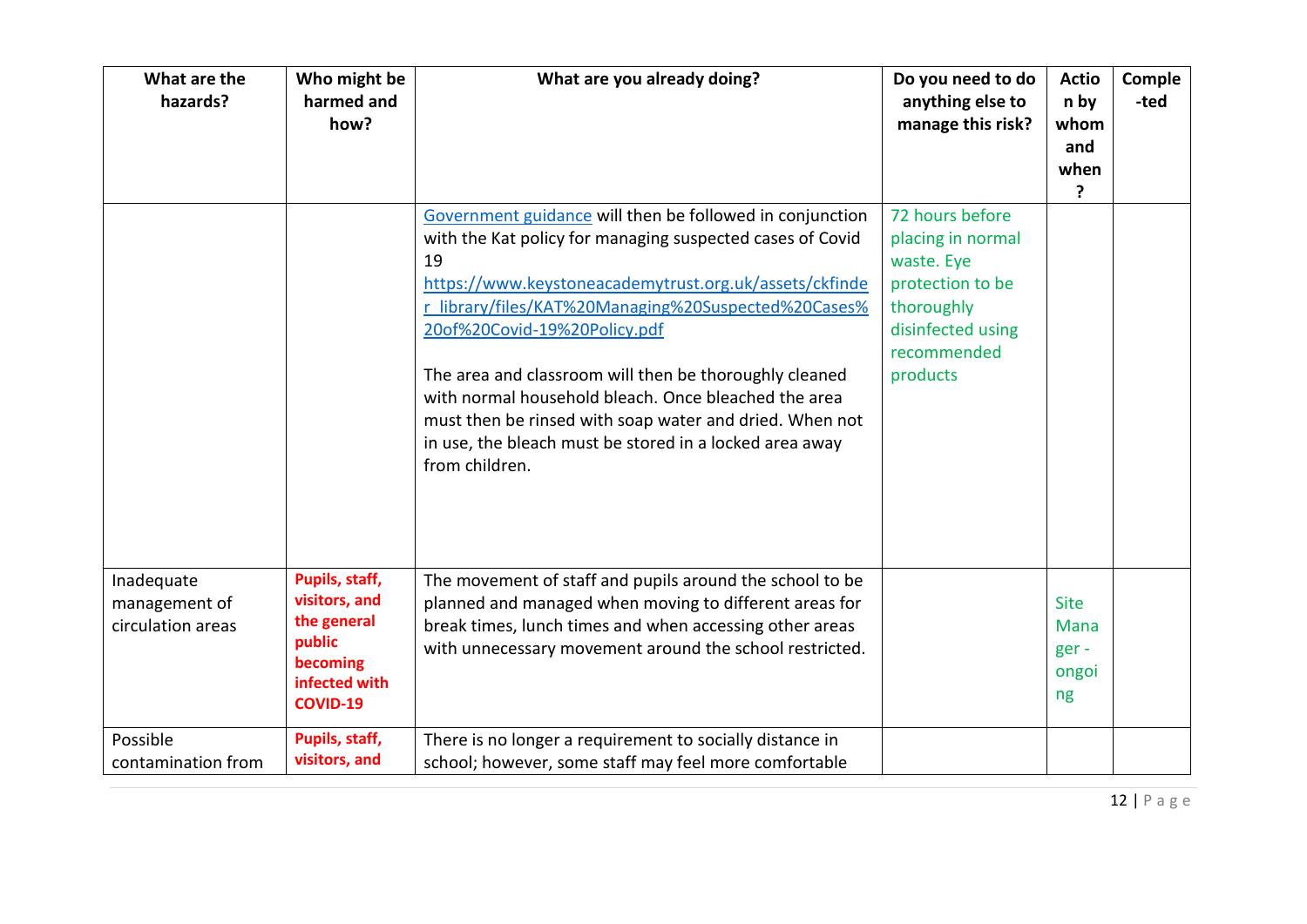| What are the hazards? | Who might be harmed and how? | What are you already doing? | Do you need to do anything else to manage this risk? | Action by whom and when? | Completed |
|---|---|---|---|---|---|
| | | [Government guidance](#) will then be followed in conjunction with the Kat policy for managing suspected cases of Covid 19 https://www.keystoneacademytrust.org.uk/assets/ckfinder_library/files/KAT%20Managing%20Suspected%20Cases%20of%20Covid-19%20Policy.pdf <br><br> The area and classroom will then be thoroughly cleaned with normal household bleach. Once bleached the area must then be rinsed with soap water and dried. When not in use, the bleach must be stored in a locked area away from children. | 72 hours before placing in normal waste. Eye protection to be thoroughly disinfected using recommended products | | |
| Inadequate management of circulation areas | **Pupils, staff, visitors, and the general public becoming infected with COVID-19** | The movement of staff and pupils around the school to be planned and managed when moving to different areas for break times, lunch times and when accessing other areas with unnecessary movement around the school restricted. | | Site Manager - ongoing | |
| Possible contamination from | **Pupils, staff, visitors, and** | There is no longer a requirement to socially distance in school; however, some staff may feel more comfortable | | | |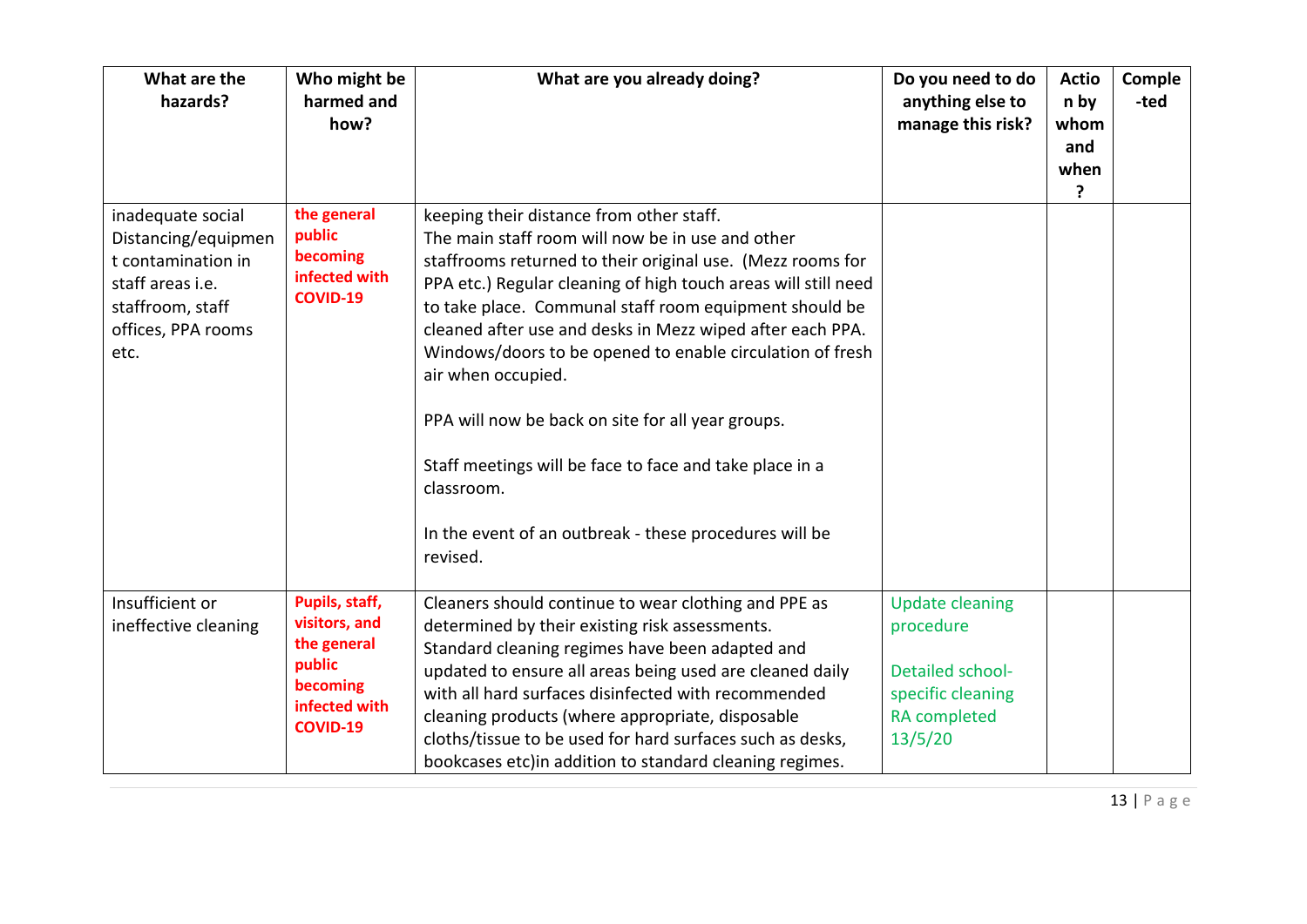| What are the hazards? | Who might be harmed and how? | What are you already doing? | Do you need to do anything else to manage this risk? | Action by whom and when? | Completed |
|---|---|---|---|---|---|
| inadequate social Distancing/equipment contamination in staff areas i.e. staffroom, staff offices, PPA rooms etc. | **the general public becoming infected with COVID-19** | keeping their distance from other staff.<br>The main staff room will now be in use and other staffrooms returned to their original use. (Mezz rooms for PPA etc.) Regular cleaning of high touch areas will still need to take place. Communal staff room equipment should be cleaned after use and desks in Mezz wiped after each PPA. Windows/doors to be opened to enable circulation of fresh air when occupied.<br><br>PPA will now be back on site for all year groups.<br><br>Staff meetings will be face to face and take place in a classroom.<br><br>In the event of an outbreak - these procedures will be revised. | | | |
| Insufficient or ineffective cleaning | **Pupils, staff, visitors, and the general public becoming infected with COVID-19** | Cleaners should continue to wear clothing and PPE as determined by their existing risk assessments.<br>Standard cleaning regimes have been adapted and updated to ensure all areas being used are cleaned daily with all hard surfaces disinfected with recommended cleaning products (where appropriate, disposable cloths/tissue to be used for hard surfaces such as desks, bookcases etc)in addition to standard cleaning regimes. | Update cleaning procedure<br><br>Detailed school-specific cleaning RA completed 13/5/20 | | |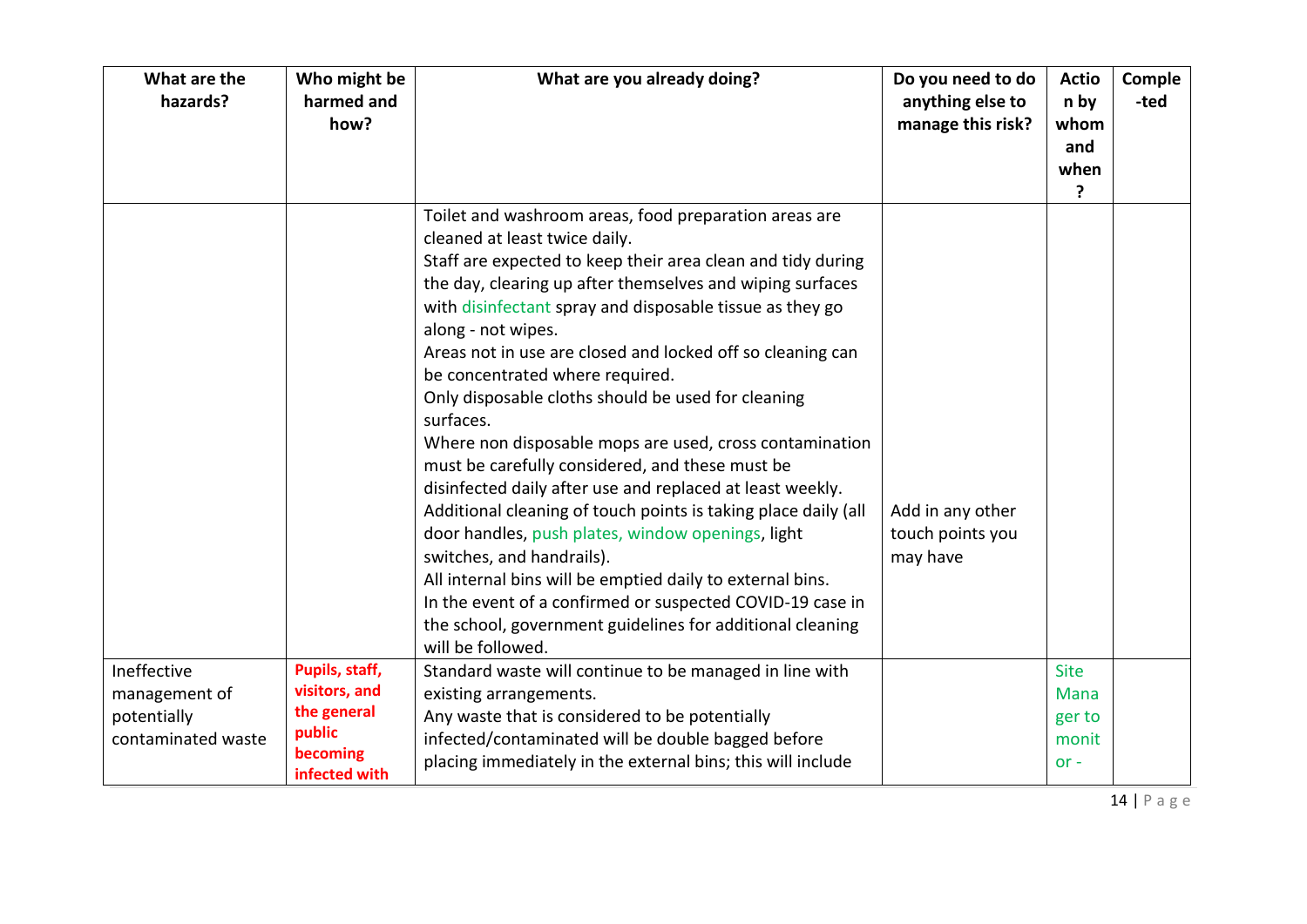| What are the hazards? | Who might be harmed and how? | What are you already doing? | Do you need to do anything else to manage this risk? | Action by whom and when? | Completed |
|---|---|---|---|---|---|
| | | Toilet and washroom areas, food preparation areas are cleaned at least twice daily.<br>Staff are expected to keep their area clean and tidy during the day, clearing up after themselves and wiping surfaces with disinfectant spray and disposable tissue as they go along - not wipes.<br>Areas not in use are closed and locked off so cleaning can be concentrated where required.<br>Only disposable cloths should be used for cleaning surfaces.<br>Where non disposable mops are used, cross contamination must be carefully considered, and these must be disinfected daily after use and replaced at least weekly.<br>Additional cleaning of touch points is taking place daily (all door handles, push plates, window openings, light switches, and handrails).<br>All internal bins will be emptied daily to external bins.<br>In the event of a confirmed or suspected COVID-19 case in the school, government guidelines for additional cleaning will be followed. | Add in any other touch points you may have | | |
| Ineffective management of potentially contaminated waste | **Pupils, staff, visitors, and the general public becoming infected with** | Standard waste will continue to be managed in line with existing arrangements.<br>Any waste that is considered to be potentially infected/contaminated will be double bagged before placing immediately in the external bins; this will include | | Site Manager to monitor - | |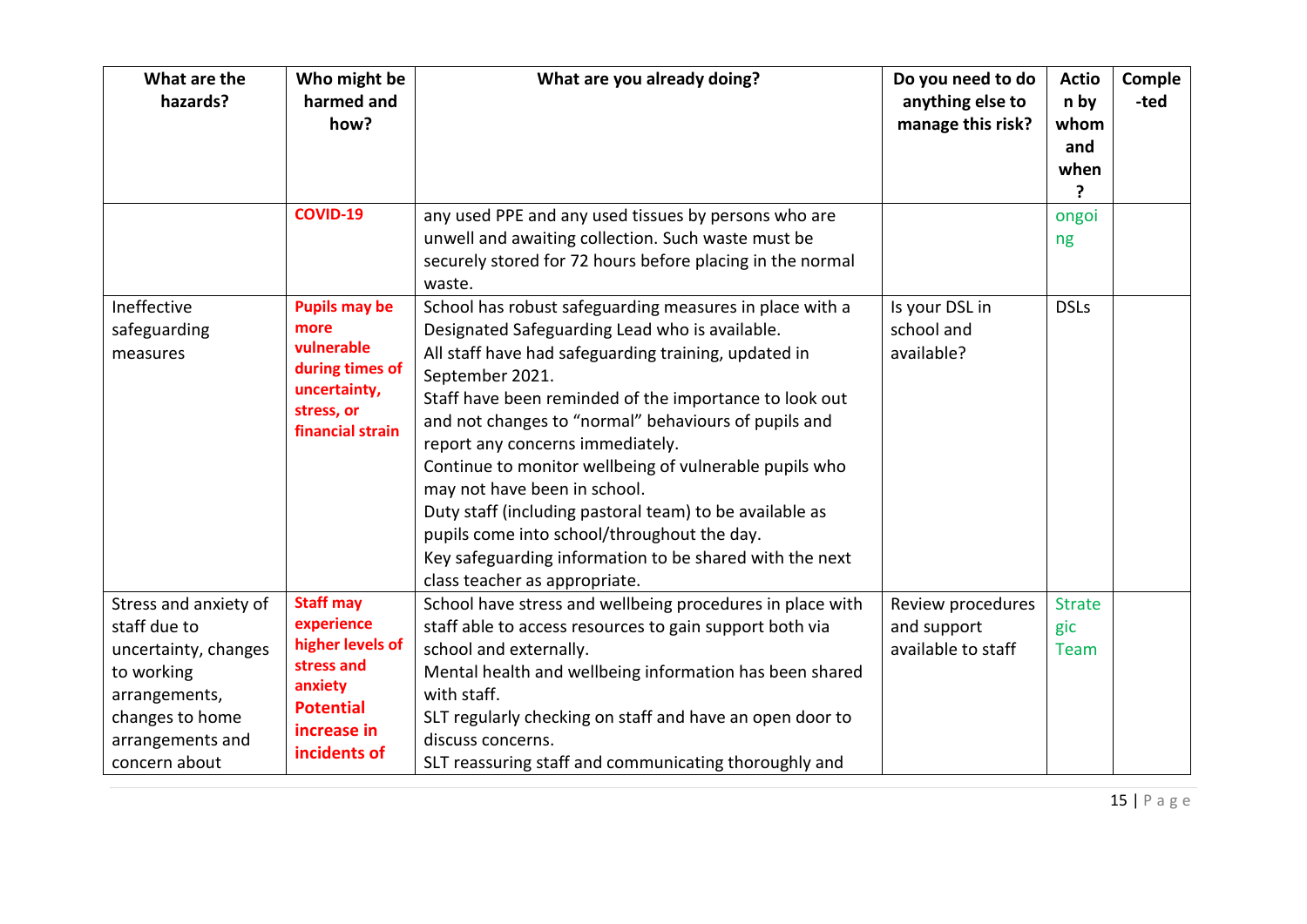| What are the hazards? | Who might be harmed and how? | What are you already doing? | Do you need to do anything else to manage this risk? | Action by whom and when? | Completed |
|---|---|---|---|---|---|
| | **COVID-19** | any used PPE and any used tissues by persons who are unwell and awaiting collection. Such waste must be securely stored for 72 hours before placing in the normal waste. | | ongoing | |
| Ineffective safeguarding measures | **Pupils may be more vulnerable during times of uncertainty, stress, or financial strain** | School has robust safeguarding measures in place with a Designated Safeguarding Lead who is available.<br>All staff have had safeguarding training, updated in September 2021.<br>Staff have been reminded of the importance to look out and not changes to "normal" behaviours of pupils and report any concerns immediately.<br>Continue to monitor wellbeing of vulnerable pupils who may not have been in school.<br>Duty staff (including pastoral team) to be available as pupils come into school/throughout the day.<br>Key safeguarding information to be shared with the next class teacher as appropriate. | Is your DSL in school and available? | DSLs | |
| Stress and anxiety of staff due to uncertainty, changes to working arrangements, changes to home arrangements and concern about | **Staff may experience higher levels of stress and anxiety Potential increase in incidents of** | School have stress and wellbeing procedures in place with staff able to access resources to gain support both via school and externally.<br>Mental health and wellbeing information has been shared with staff.<br>SLT regularly checking on staff and have an open door to discuss concerns.<br>SLT reassuring staff and communicating thoroughly and | Review procedures and support available to staff | Strategic Team | |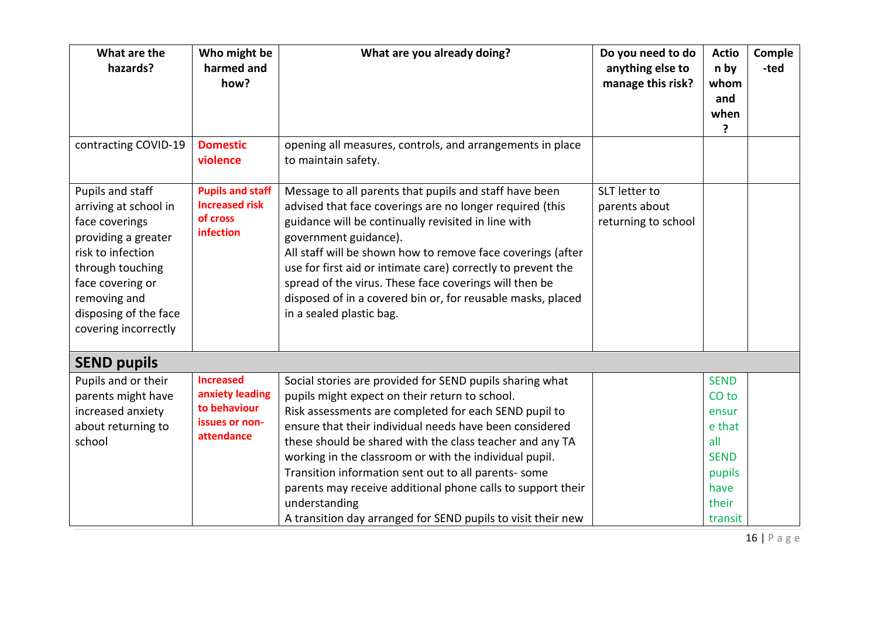| What are the hazards? | Who might be harmed and how? | What are you already doing? | Do you need to do anything else to manage this risk? | Action by whom and when? | Comple-ted |
|---|---|---|---|---|---|
| contracting COVID-19 | **Domestic violence** | opening all measures, controls, and arrangements in place to maintain safety. | | | |
| Pupils and staff arriving at school in face coverings providing a greater risk to infection through touching face covering or removing and disposing of the face covering incorrectly | **Pupils and staff Increased risk of cross infection** | Message to all parents that pupils and staff have been advised that face coverings are no longer required (this guidance will be continually revisited in line with government guidance).<br>All staff will be shown how to remove face coverings (after use for first aid or intimate care) correctly to prevent the spread of the virus. These face coverings will then be disposed of in a covered bin or, for reusable masks, placed in a sealed plastic bag. | SLT letter to parents about returning to school | | |
| **SEND pupils** | | | | | |
| Pupils and or their parents might have increased anxiety about returning to school | **Increased anxiety leading to behaviour issues or non-attendance** | Social stories are provided for SEND pupils sharing what pupils might expect on their return to school.<br>Risk assessments are completed for each SEND pupil to ensure that their individual needs have been considered these should be shared with the class teacher and any TA working in the classroom or with the individual pupil.<br>Transition information sent out to all parents- some parents may receive additional phone calls to support their understanding<br>A transition day arranged for SEND pupils to visit their new | | SENDCO to ensure that all SEND pupils have their transit | |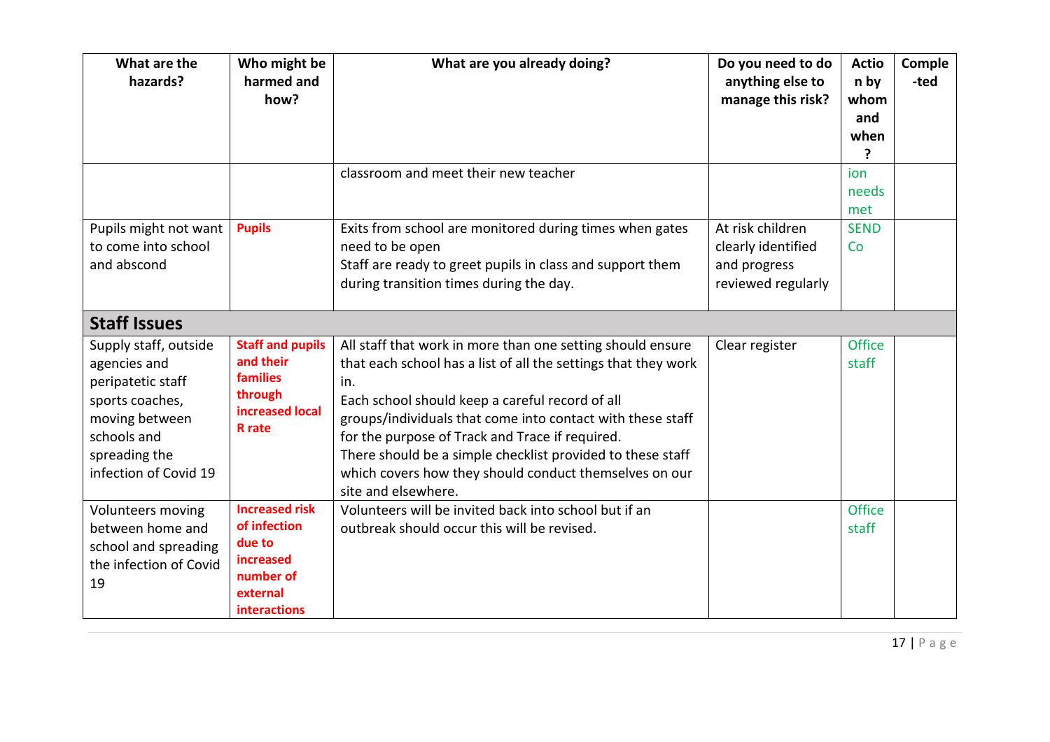| What are the hazards? | Who might be harmed and how? | What are you already doing? | Do you need to do anything else to manage this risk? | Action by whom and when? | Completed |
|---|---|---|---|---|---|
| | | classroom and meet their new teacher | | ion needs met | |
| Pupils might not want to come into school and abscond | **Pupils** | Exits from school are monitored during times when gates need to be open<br>Staff are ready to greet pupils in class and support them during transition times during the day. | At risk children clearly identified and progress reviewed regularly | SEND Co | |
| **Staff Issues** | | | | | |
| Supply staff, outside agencies and peripatetic staff sports coaches, moving between schools and spreading the infection of Covid 19 | **Staff and pupils and their families through increased local R rate** | All staff that work in more than one setting should ensure that each school has a list of all the settings that they work in.<br>Each school should keep a careful record of all groups/individuals that come into contact with these staff for the purpose of Track and Trace if required.<br>There should be a simple checklist provided to these staff which covers how they should conduct themselves on our site and elsewhere. | Clear register | Office staff | |
| Volunteers moving between home and school and spreading the infection of Covid 19 | **Increased risk of infection due to increased number of external interactions** | Volunteers will be invited back into school but if an outbreak should occur this will be revised. | | Office staff | |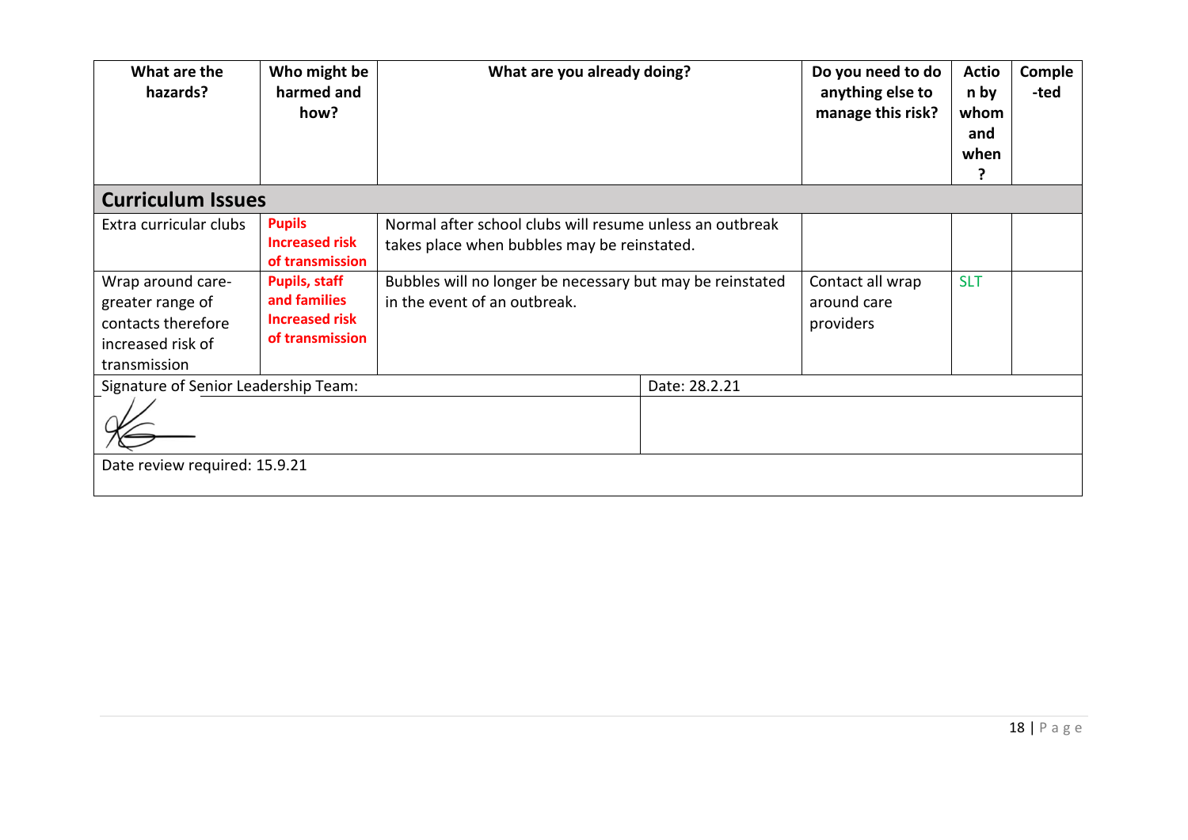| What are the hazards? | Who might be harmed and how? | What are you already doing? | Do you need to do anything else to manage this risk? | Action by whom and when? | Comple-ted |
|---|---|---|---|---|---|
| **Curriculum Issues** | | | | | |
| Extra curricular clubs | **Pupils Increased risk of transmission** | Normal after school clubs will resume unless an outbreak takes place when bubbles may be reinstated. | | | |
| Wrap around care- greater range of contacts therefore increased risk of transmission | **Pupils, staff and families Increased risk of transmission** | Bubbles will no longer be necessary but may be reinstated in the event of an outbreak. | Contact all wrap around care providers | SLT | |

Signature of Senior Leadership Team:

Date: 28.2.21

Date review required: 15.9.21